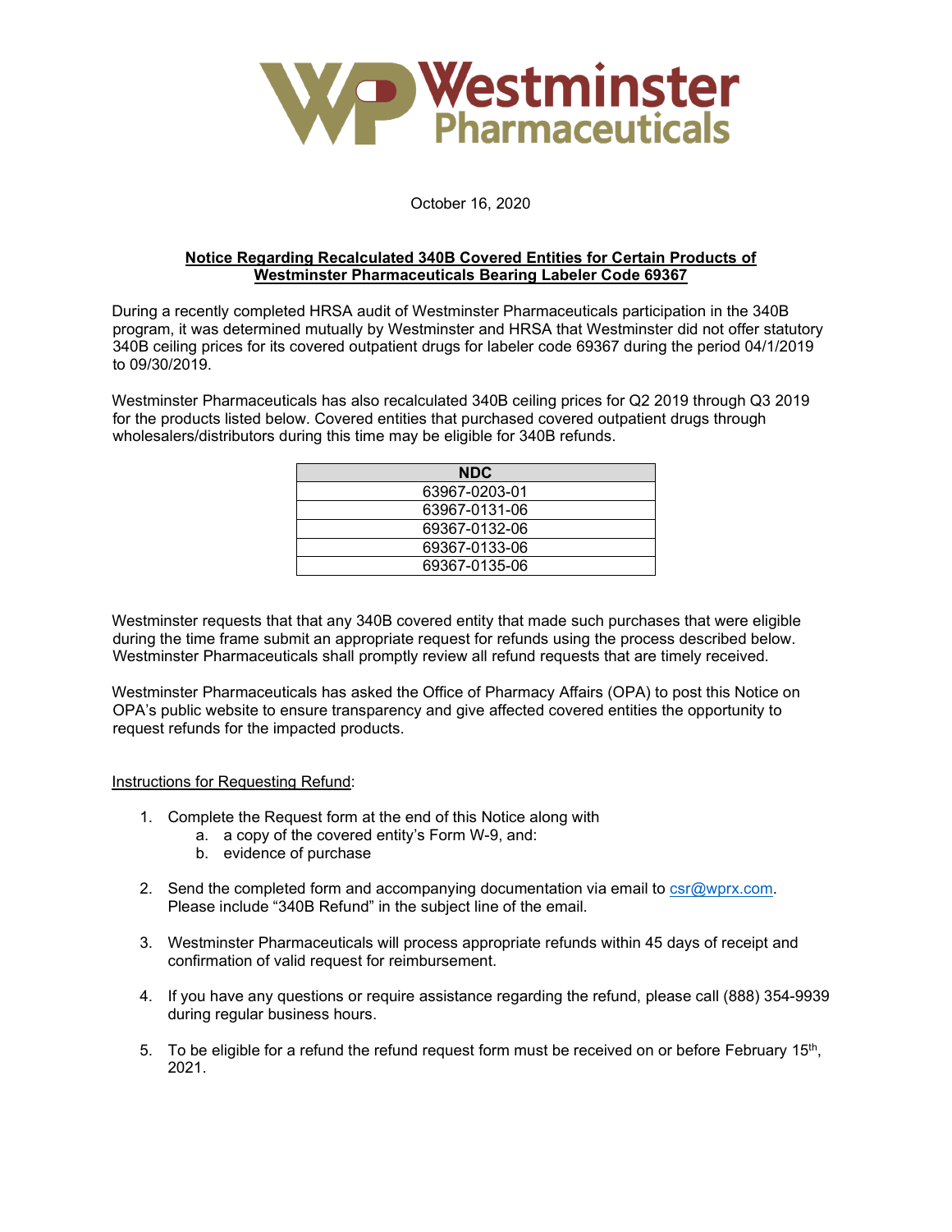# Westminster Pharmaceuticals

October 16, 2020

**Notice Regarding Recalculated 340B Covered Entities for Certain Products of Westminster Pharmaceuticals Bearing Labeler Code 69367**

During a recently completed HRSA audit of Westminster Pharmaceuticals participation in the 340B program, it was determined mutually by Westminster and HRSA that Westminster did not offer statutory 340B ceiling prices for its covered outpatient drugs for labeler code 69367 during the period 04/1/2019 to 09/30/2019.

Westminster Pharmaceuticals has also recalculated 340B ceiling prices for Q2 2019 through Q3 2019 for the products listed below. Covered entities that purchased covered outpatient drugs through wholesalers/distributors during this time may be eligible for 340B refunds.

| NDC |
|---|
| 63967-0203-01 |
| 63967-0131-06 |
| 69367-0132-06 |
| 69367-0133-06 |
| 69367-0135-06 |

Westminster requests that that any 340B covered entity that made such purchases that were eligible during the time frame submit an appropriate request for refunds using the process described below. Westminster Pharmaceuticals shall promptly review all refund requests that are timely received.

Westminster Pharmaceuticals has asked the Office of Pharmacy Affairs (OPA) to post this Notice on OPA's public website to ensure transparency and give affected covered entities the opportunity to request refunds for the impacted products.

Instructions for Requesting Refund:

1. Complete the Request form at the end of this Notice along with
   a. a copy of the covered entity's Form W-9, and:
   b. evidence of purchase
2. Send the completed form and accompanying documentation via email to csr@wprx.com. Please include "340B Refund" in the subject line of the email.
3. Westminster Pharmaceuticals will process appropriate refunds within 45 days of receipt and confirmation of valid request for reimbursement.
4. If you have any questions or require assistance regarding the refund, please call (888) 354-9939 during regular business hours.
5. To be eligible for a refund the refund request form must be received on or before February 15th, 2021.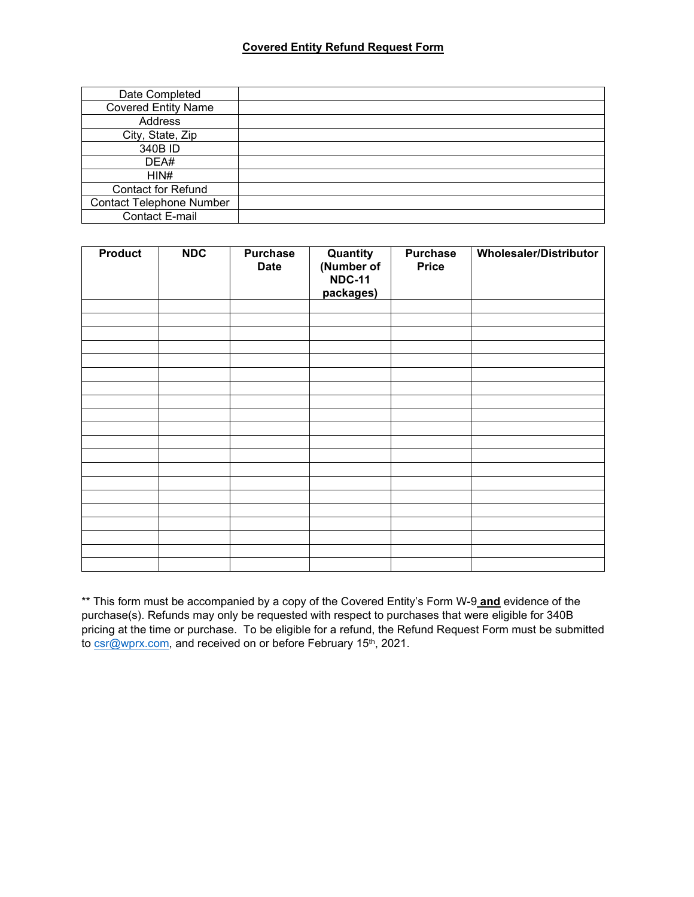# Covered Entity Refund Request Form

| | |
|---|---|
| Date Completed | |
| Covered Entity Name | |
| Address | |
| City, State, Zip | |
| 340B ID | |
| DEA# | |
| HIN# | |
| Contact for Refund | |
| Contact Telephone Number | |
| Contact E-mail | |

| Product | NDC | Purchase Date | Quantity (Number of NDC-11 packages) | Purchase Price | Wholesaler/Distributor |
|---|---|---|---|---|---|
| | | | | | |
| | | | | | |
| | | | | | |
| | | | | | |
| | | | | | |
| | | | | | |
| | | | | | |
| | | | | | |
| | | | | | |
| | | | | | |
| | | | | | |
| | | | | | |
| | | | | | |
| | | | | | |
| | | | | | |
| | | | | | |
| | | | | | |
| | | | | | |
| | | | | | |
| | | | | | |

** This form must be accompanied by a copy of the Covered Entity's Form W-9 **and** evidence of the purchase(s). Refunds may only be requested with respect to purchases that were eligible for 340B pricing at the time or purchase. To be eligible for a refund, the Refund Request Form must be submitted to csr@wprx.com, and received on or before February 15th, 2021.